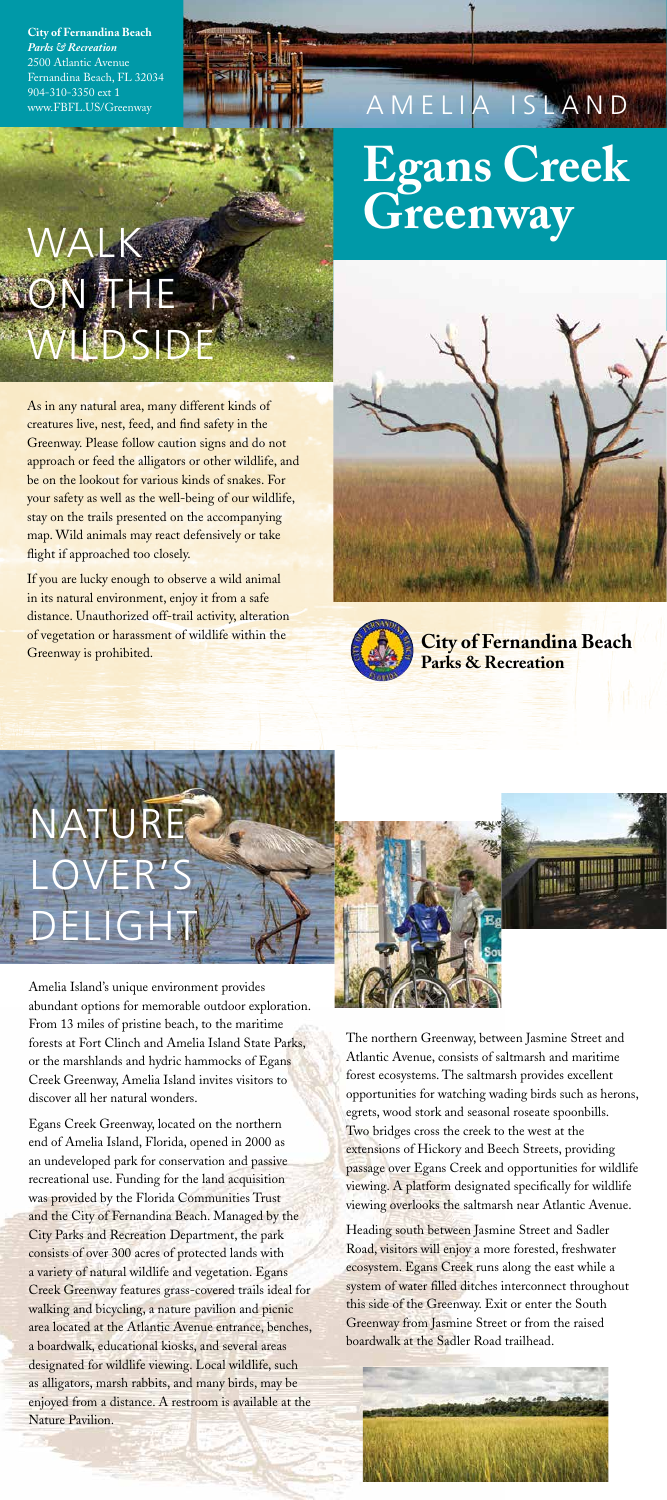**City of Fernandina Beach**
*Parks & Recreation*
2500 Atlantic Avenue
Fernandina Beach, FL 32034
904-310-3350 ext 1
www.FBFL.US/Greenway

AMELIA ISLAND

# Egans Creek Greenway

**City of Fernandina Beach Parks & Recreation**

## WALK ON THE WILDSIDE

As in any natural area, many different kinds of creatures live, nest, feed, and find safety in the Greenway. Please follow caution signs and do not approach or feed the alligators or other wildlife, and be on the lookout for various kinds of snakes. For your safety as well as the well-being of our wildlife, stay on the trails presented on the accompanying map. Wild animals may react defensively or take flight if approached too closely.

If you are lucky enough to observe a wild animal in its natural environment, enjoy it from a safe distance. Unauthorized off-trail activity, alteration of vegetation or harassment of wildlife within the Greenway is prohibited.

## NATURE LOVER'S DELIGHT

Amelia Island's unique environment provides abundant options for memorable outdoor exploration. From 13 miles of pristine beach, to the maritime forests at Fort Clinch and Amelia Island State Parks, or the marshlands and hydric hammocks of Egans Creek Greenway, Amelia Island invites visitors to discover all her natural wonders.

Egans Creek Greenway, located on the northern end of Amelia Island, Florida, opened in 2000 as an undeveloped park for conservation and passive recreational use. Funding for the land acquisition was provided by the Florida Communities Trust and the City of Fernandina Beach. Managed by the City Parks and Recreation Department, the park consists of over 300 acres of protected lands with a variety of natural wildlife and vegetation. Egans Creek Greenway features grass-covered trails ideal for walking and bicycling, a nature pavilion and picnic area located at the Atlantic Avenue entrance, benches, a boardwalk, educational kiosks, and several areas designated for wildlife viewing. Local wildlife, such as alligators, marsh rabbits, and many birds, may be enjoyed from a distance. A restroom is available at the Nature Pavilion.

The northern Greenway, between Jasmine Street and Atlantic Avenue, consists of saltmarsh and maritime forest ecosystems. The saltmarsh provides excellent opportunities for watching wading birds such as herons, egrets, wood stork and seasonal roseate spoonbills. Two bridges cross the creek to the west at the extensions of Hickory and Beech Streets, providing passage over Egans Creek and opportunities for wildlife viewing. A platform designated specifically for wildlife viewing overlooks the saltmarsh near Atlantic Avenue.

Heading south between Jasmine Street and Sadler Road, visitors will enjoy a more forested, freshwater ecosystem. Egans Creek runs along the east while a system of water filled ditches interconnect throughout this side of the Greenway. Exit or enter the South Greenway from Jasmine Street or from the raised boardwalk at the Sadler Road trailhead.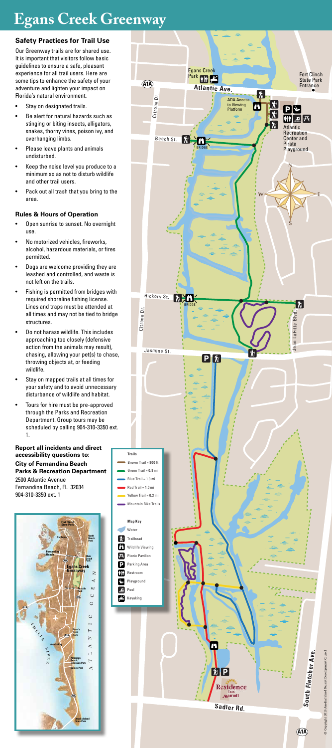# Egans Creek Greenway

## Safety Practices for Trail Use

Our Greenway trails are for shared use. It is important that visitors follow basic guidelines to ensure a safe, pleasant experience for all trail users. Here are some tips to enhance the safety of your adventure and lighten your impact on Florida's natural environment.

- Stay on designated trails.
- Be alert for natural hazards such as stinging or biting insects, alligators, snakes, thorny vines, poison ivy, and overhanging limbs.
- Please leave plants and animals undisturbed.
- Keep the noise level you produce to a minimum so as not to disturb wildlife and other trail users.
- Pack out all trash that you bring to the area.

## Rules & Hours of Operation

- Open sunrise to sunset. No overnight use.
- No motorized vehicles, fireworks, alcohol, hazardous materials, or fires permitted.
- Dogs are welcome providing they are leashed and controlled, and waste is not left on the trails.
- Fishing is permitted from bridges with required shoreline fishing license. Lines and traps must be attended at all times and may not be tied to bridge structures.
- Do not harass wildlife. This includes approaching too closely (defensive action from the animals may result), chasing, allowing your pet(s) to chase, throwing objects at, or feeding wildlife.
- Stay on mapped trails at all times for your safety and to avoid unnecessary disturbance of wildlife and habitat.
- Tours for hire must be pre-approved through the Parks and Recreation Department. Group tours may be scheduled by calling 904-310-3350 ext. 1.

**Report all incidents and direct accessibility questions to:**

**City of Fernandina Beach Parks & Recreation Department**
2500 Atlantic Avenue
Fernandina Beach, FL 32034
904-310-3350 ext. 1

**Trails**
- Brown Trail = 800 ft
- Green Trail = 0.8 mi
- Blue Trail = 1.3 mi
- Red Trail = 1.0 mi
- Yellow Trail = 0.3 mi
- Mountain Bike Trails

**Map Key**
- Water
- Trailhead
- Wildlife Viewing
- Picnic Pavilion
- Parking Area
- Restroom
- Playground
- Pool
- Kayaking

Egans Creek Park
A1A
Atlantic Ave.
Fort Clinch State Park Entrance
ADA Access to Viewing Platform
Atlantic Recreation Center and Pirate Playground
Citrona Dr.
Beech St.
BRIDGE
Hickory St.
BRIDGE
Jean LaFitte Blvd.
Jasmine St.
Residence Inn Marriott
Sadler Rd.
South Fletcher Ave.
A1A

Fort Clinch State Park
Old Town
North Beach Park
Fernandina Beach
Main Beach Park
Egans Creek Greenway
Seaside Park
Amelia City
Peter's Point Park
American Beach / Simmons Park
Burney Park
Amelia Island State Park
AMELIA RIVER
ATLANTIC OCEAN

© Copyright 2016 Amelia Island Tourist Development Council